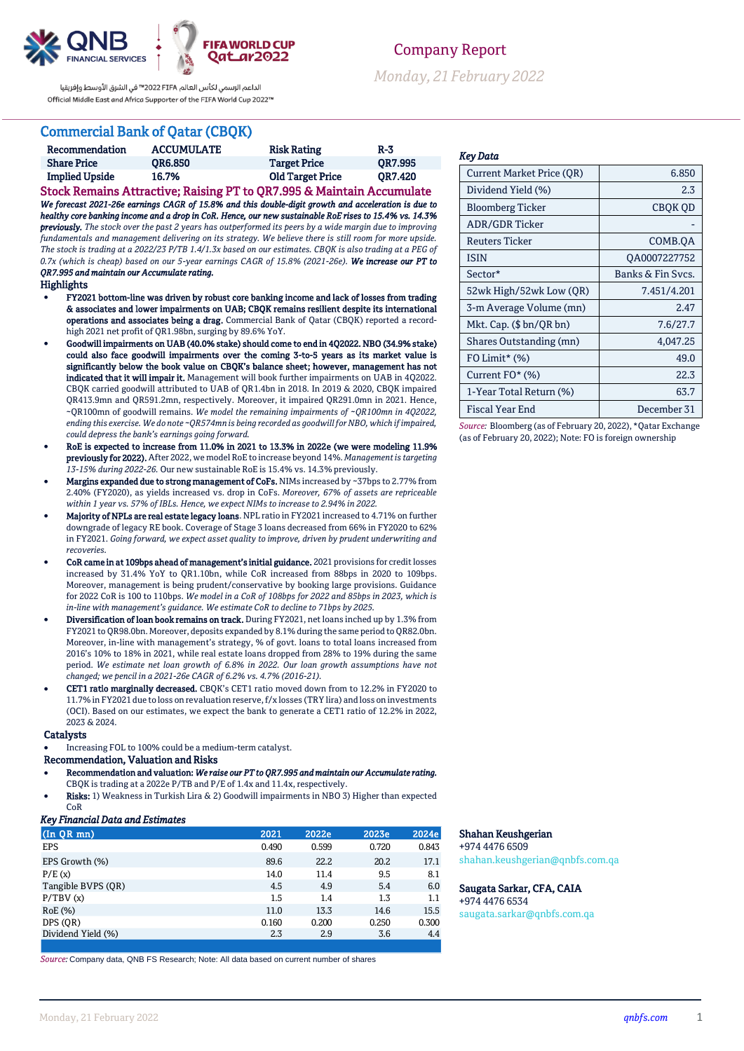Company Report

*Monday, 21 February 2022*

# Commercial Bank of Qatar (CBQK)

| Recommendation | ACCUMULATE | Risk Rating | R-3 |
|---|---|---|---|
| Share Price | QR6.850 | Target Price | QR7.995 |
| Implied Upside | 16.7% | Old Target Price | QR7.420 |

## Stock Remains Attractive; Raising PT to QR7.995 & Maintain Accumulate

***We forecast 2021-26e earnings CAGR of 15.8% and this double-digit growth and acceleration is due to healthy core banking income and a drop in CoR. Hence, our new sustainable RoE rises to 15.4% vs. 14.3% previously.*** *The stock over the past 2 years has outperformed its peers by a wide margin due to improving fundamentals and management delivering on its strategy. We believe there is still room for more upside. The stock is trading at a 2022/23 P/TB 1.4/1.3x based on our estimates. CBQK is also trading at a PEG of 0.7x (which is cheap) based on our 5-year earnings CAGR of 15.8% (2021-26e).* ***We increase our PT to QR7.995 and maintain our Accumulate rating.***

### Highlights

- **FY2021 bottom-line was driven by robust core banking income and lack of losses from trading & associates and lower impairments on UAB; CBQK remains resilient despite its international operations and associates being a drag.** Commercial Bank of Qatar (CBQK) reported a record-high 2021 net profit of QR1.98bn, surging by 89.6% YoY.
- **Goodwill impairments on UAB (40.0% stake) should come to end in 4Q2022. NBO (34.9% stake) could also face goodwill impairments over the coming 3-to-5 years as its market value is significantly below the book value on CBQK's balance sheet; however, management has not indicated that it will impair it.** Management will book further impairments on UAB in 4Q2022. CBQK carried goodwill attributed to UAB of QR1.4bn in 2018. In 2019 & 2020, CBQK impaired QR413.9mn and QR591.2mn, respectively. Moreover, it impaired QR291.0mn in 2021. Hence, ~QR100mn of goodwill remains. *We model the remaining impairments of ~QR100mn in 4Q2022, ending this exercise. We do note ~QR574mn is being recorded as goodwill for NBO, which if impaired, could depress the bank's earnings going forward.*
- **RoE is expected to increase from 11.0% in 2021 to 13.3% in 2022e (we were modeling 11.9% previously for 2022).** After 2022, we model RoE to increase beyond 14%. *Management is targeting 13-15% during 2022-26.* Our new sustainable RoE is 15.4% vs. 14.3% previously.
- **Margins expanded due to strong management of CoFs.** NIMs increased by ~37bps to 2.77% from 2.40% (FY2020), as yields increased vs. drop in CoFs. *Moreover, 67% of assets are repriceable within 1 year vs. 57% of IBLs. Hence, we expect NIMs to increase to 2.94% in 2022.*
- **Majority of NPLs are real estate legacy loans.** NPL ratio in FY2021 increased to 4.71% on further downgrade of legacy RE book. Coverage of Stage 3 loans decreased from 66% in FY2020 to 62% in FY2021. *Going forward, we expect asset quality to improve, driven by prudent underwriting and recoveries.*
- **CoR came in at 109bps ahead of management's initial guidance.** 2021 provisions for credit losses increased by 31.4% YoY to QR1.10bn, while CoR increased from 88bps in 2020 to 109bps. Moreover, management is being prudent/conservative by booking large provisions. Guidance for 2022 CoR is 100 to 110bps. *We model in a CoR of 108bps for 2022 and 85bps in 2023, which is in-line with management's guidance. We estimate CoR to decline to 71bps by 2025.*
- **Diversification of loan book remains on track.** During FY2021, net loans inched up by 1.3% from FY2021 to QR98.0bn. Moreover, deposits expanded by 8.1% during the same period to QR82.0bn. Moreover, in-line with management's strategy, % of govt. loans to total loans increased from 2016's 10% to 18% in 2021, while real estate loans dropped from 28% to 19% during the same period. *We estimate net loan growth of 6.8% in 2022. Our loan growth assumptions have not changed; we pencil in a 2021-26e CAGR of 6.2% vs. 4.7% (2016-21).*
- **CET1 ratio marginally decreased.** CBQK's CET1 ratio moved down from to 12.2% in FY2020 to 11.7% in FY2021 due to loss on revaluation reserve, f/x losses (TRY lira) and loss on investments (OCI). Based on our estimates, we expect the bank to generate a CET1 ratio of 12.2% in 2022, 2023 & 2024.

### Catalysts

- Increasing FOL to 100% could be a medium-term catalyst.

### Recommendation, Valuation and Risks

- **Recommendation and valuation:** ***We raise our PT to QR7.995 and maintain our Accumulate rating.*** CBQK is trading at a 2022e P/TB and P/E of 1.4x and 11.4x, respectively.
- **Risks:** 1) Weakness in Turkish Lira & 2) Goodwill impairments in NBO 3) Higher than expected CoR

***Key Financial Data and Estimates***

| (In QR mn) | 2021 | 2022e | 2023e | 2024e |
|---|---|---|---|---|
| EPS | 0.490 | 0.599 | 0.720 | 0.843 |
| EPS Growth (%) | 89.6 | 22.2 | 20.2 | 17.1 |
| P/E (x) | 14.0 | 11.4 | 9.5 | 8.1 |
| Tangible BVPS (QR) | 4.5 | 4.9 | 5.4 | 6.0 |
| P/TBV (x) | 1.5 | 1.4 | 1.3 | 1.1 |
| RoE (%) | 11.0 | 13.3 | 14.6 | 15.5 |
| DPS (QR) | 0.160 | 0.200 | 0.250 | 0.300 |
| Dividend Yield (%) | 2.3 | 2.9 | 3.6 | 4.4 |

*Source:* Company data, QNB FS Research; Note: All data based on current number of shares

***Key Data***

| | |
|---|---|
| Current Market Price (QR) | 6.850 |
| Dividend Yield (%) | 2.3 |
| Bloomberg Ticker | CBQK QD |
| ADR/GDR Ticker | - |
| Reuters Ticker | COMB.QA |
| ISIN | QA0007227752 |
| Sector* | Banks & Fin Svcs. |
| 52wk High/52wk Low (QR) | 7.451/4.201 |
| 3-m Average Volume (mn) | 2.47 |
| Mkt. Cap. ($ bn/QR bn) | 7.6/27.7 |
| Shares Outstanding (mn) | 4,047.25 |
| FO Limit* (%) | 49.0 |
| Current FO* (%) | 22.3 |
| 1-Year Total Return (%) | 63.7 |
| Fiscal Year End | December 31 |

*Source:* Bloomberg (as of February 20, 2022), *Qatar Exchange (as of February 20, 2022); Note: FO is foreign ownership

**Shahan Keushgerian**
+974 4476 6509
shahan.keushgerian@qnbfs.com.qa

**Saugata Sarkar, CFA, CAIA**
+974 4476 6534
saugata.sarkar@qnbfs.com.qa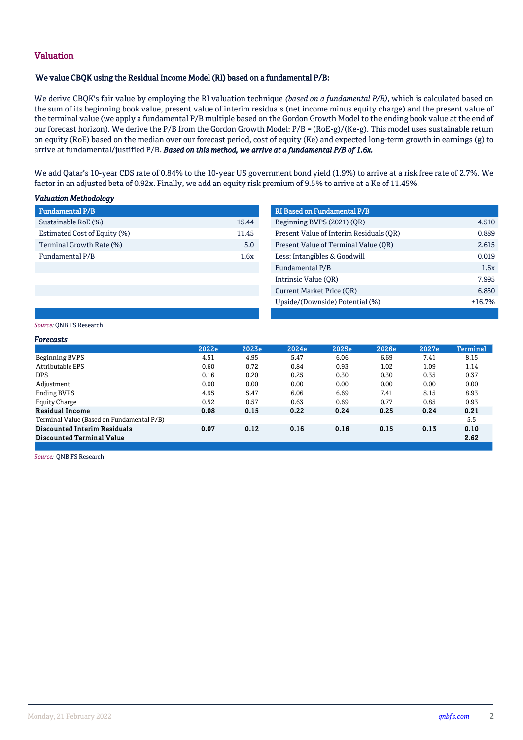## Valuation

### We value CBQK using the Residual Income Model (RI) based on a fundamental P/B:

We derive CBQK's fair value by employing the RI valuation technique *(based on a fundamental P/B)*, which is calculated based on the sum of its beginning book value, present value of interim residuals (net income minus equity charge) and the present value of the terminal value (we apply a fundamental P/B multiple based on the Gordon Growth Model to the ending book value at the end of our forecast horizon). We derive the P/B from the Gordon Growth Model: P/B = (RoE-g)/(Ke-g). This model uses sustainable return on equity (RoE) based on the median over our forecast period, cost of equity (Ke) and expected long-term growth in earnings (g) to arrive at fundamental/justified P/B. ***Based on this method, we arrive at a fundamental P/B of 1.6x.***

We add Qatar's 10-year CDS rate of 0.84% to the 10-year US government bond yield (1.9%) to arrive at a risk free rate of 2.7%. We factor in an adjusted beta of 0.92x. Finally, we add an equity risk premium of 9.5% to arrive at a Ke of 11.45%.

*Valuation Methodology*

| Fundamental P/B | |
|---|---|
| Sustainable RoE (%) | 15.44 |
| Estimated Cost of Equity (%) | 11.45 |
| Terminal Growth Rate (%) | 5.0 |
| Fundamental P/B | 1.6x |

| RI Based on Fundamental P/B | |
|---|---|
| Beginning BVPS (2021) (QR) | 4.510 |
| Present Value of Interim Residuals (QR) | 0.889 |
| Present Value of Terminal Value (QR) | 2.615 |
| Less: Intangibles & Goodwill | 0.019 |
| Fundamental P/B | 1.6x |
| Intrinsic Value (QR) | 7.995 |
| Current Market Price (QR) | 6.850 |
| Upside/(Downside) Potential (%) | +16.7% |

*Source:* QNB FS Research

*Forecasts*

| | 2022e | 2023e | 2024e | 2025e | 2026e | 2027e | Terminal |
|---|---|---|---|---|---|---|---|
| Beginning BVPS | 4.51 | 4.95 | 5.47 | 6.06 | 6.69 | 7.41 | 8.15 |
| Attributable EPS | 0.60 | 0.72 | 0.84 | 0.93 | 1.02 | 1.09 | 1.14 |
| DPS | 0.16 | 0.20 | 0.25 | 0.30 | 0.30 | 0.35 | 0.37 |
| Adjustment | 0.00 | 0.00 | 0.00 | 0.00 | 0.00 | 0.00 | 0.00 |
| Ending BVPS | 4.95 | 5.47 | 6.06 | 6.69 | 7.41 | 8.15 | 8.93 |
| Equity Charge | 0.52 | 0.57 | 0.63 | 0.69 | 0.77 | 0.85 | 0.93 |
| **Residual Income** | **0.08** | **0.15** | **0.22** | **0.24** | **0.25** | **0.24** | **0.21** |
| Terminal Value (Based on Fundamental P/B) | | | | | | | 5.5 |
| **Discounted Interim Residuals** | **0.07** | **0.12** | **0.16** | **0.16** | **0.15** | **0.13** | **0.10** |
| **Discounted Terminal Value** | | | | | | | **2.62** |

*Source:* QNB FS Research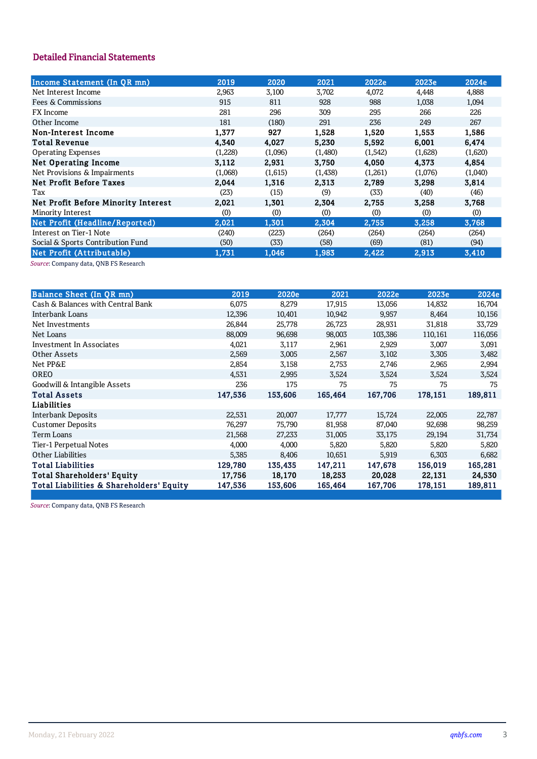## Detailed Financial Statements

| Income Statement (In QR mn) | 2019 | 2020 | 2021 | 2022e | 2023e | 2024e |
|---|---|---|---|---|---|---|
| Net Interest Income | 2,963 | 3,100 | 3,702 | 4,072 | 4,448 | 4,888 |
| Fees & Commissions | 915 | 811 | 928 | 988 | 1,038 | 1,094 |
| FX Income | 281 | 296 | 309 | 295 | 266 | 226 |
| Other Income | 181 | (180) | 291 | 236 | 249 | 267 |
| **Non-Interest Income** | **1,377** | **927** | **1,528** | **1,520** | **1,553** | **1,586** |
| **Total Revenue** | **4,340** | **4,027** | **5,230** | **5,592** | **6,001** | **6,474** |
| Operating Expenses | (1,228) | (1,096) | (1,480) | (1,542) | (1,628) | (1,620) |
| **Net Operating Income** | **3,112** | **2,931** | **3,750** | **4,050** | **4,373** | **4,854** |
| Net Provisions & Impairments | (1,068) | (1,615) | (1,438) | (1,261) | (1,076) | (1,040) |
| **Net Profit Before Taxes** | **2,044** | **1,316** | **2,313** | **2,789** | **3,298** | **3,814** |
| Tax | (23) | (15) | (9) | (33) | (40) | (46) |
| **Net Profit Before Minority Interest** | **2,021** | **1,301** | **2,304** | **2,755** | **3,258** | **3,768** |
| Minority Interest | (0) | (0) | (0) | (0) | (0) | (0) |
| **Net Profit (Headline/Reported)** | **2,021** | **1,301** | **2,304** | **2,755** | **3,258** | **3,768** |
| Interest on Tier-1 Note | (240) | (223) | (264) | (264) | (264) | (264) |
| Social & Sports Contribution Fund | (50) | (33) | (58) | (69) | (81) | (94) |
| **Net Profit (Attributable)** | **1,731** | **1,046** | **1,983** | **2,422** | **2,913** | **3,410** |

*Source*: Company data, QNB FS Research

| Balance Sheet (In QR mn) | 2019 | 2020e | 2021 | 2022e | 2023e | 2024e |
|---|---|---|---|---|---|---|
| Cash & Balances with Central Bank | 6,075 | 8,279 | 17,915 | 13,056 | 14,832 | 16,704 |
| Interbank Loans | 12,396 | 10,401 | 10,942 | 9,957 | 8,464 | 10,156 |
| Net Investments | 26,844 | 25,778 | 26,723 | 28,931 | 31,818 | 33,729 |
| Net Loans | 88,009 | 96,698 | 98,003 | 103,386 | 110,161 | 116,056 |
| Investment In Associates | 4,021 | 3,117 | 2,961 | 2,929 | 3,007 | 3,091 |
| Other Assets | 2,569 | 3,005 | 2,567 | 3,102 | 3,305 | 3,482 |
| Net PP&E | 2,854 | 3,158 | 2,753 | 2,746 | 2,965 | 2,994 |
| OREO | 4,531 | 2,995 | 3,524 | 3,524 | 3,524 | 3,524 |
| Goodwill & Intangible Assets | 236 | 175 | 75 | 75 | 75 | 75 |
| **Total Assets** | **147,536** | **153,606** | **165,464** | **167,706** | **178,151** | **189,811** |
| **Liabilities** | | | | | | |
| Interbank Deposits | 22,531 | 20,007 | 17,777 | 15,724 | 22,005 | 22,787 |
| Customer Deposits | 76,297 | 75,790 | 81,958 | 87,040 | 92,698 | 98,259 |
| Term Loans | 21,568 | 27,233 | 31,005 | 33,175 | 29,194 | 31,734 |
| Tier-1 Perpetual Notes | 4,000 | 4,000 | 5,820 | 5,820 | 5,820 | 5,820 |
| Other Liabilities | 5,385 | 8,406 | 10,651 | 5,919 | 6,303 | 6,682 |
| **Total Liabilities** | **129,780** | **135,435** | **147,211** | **147,678** | **156,019** | **165,281** |
| **Total Shareholders' Equity** | **17,756** | **18,170** | **18,253** | **20,028** | **22,131** | **24,530** |
| **Total Liabilities & Shareholders' Equity** | **147,536** | **153,606** | **165,464** | **167,706** | **178,151** | **189,811** |

*Source*: Company data, QNB FS Research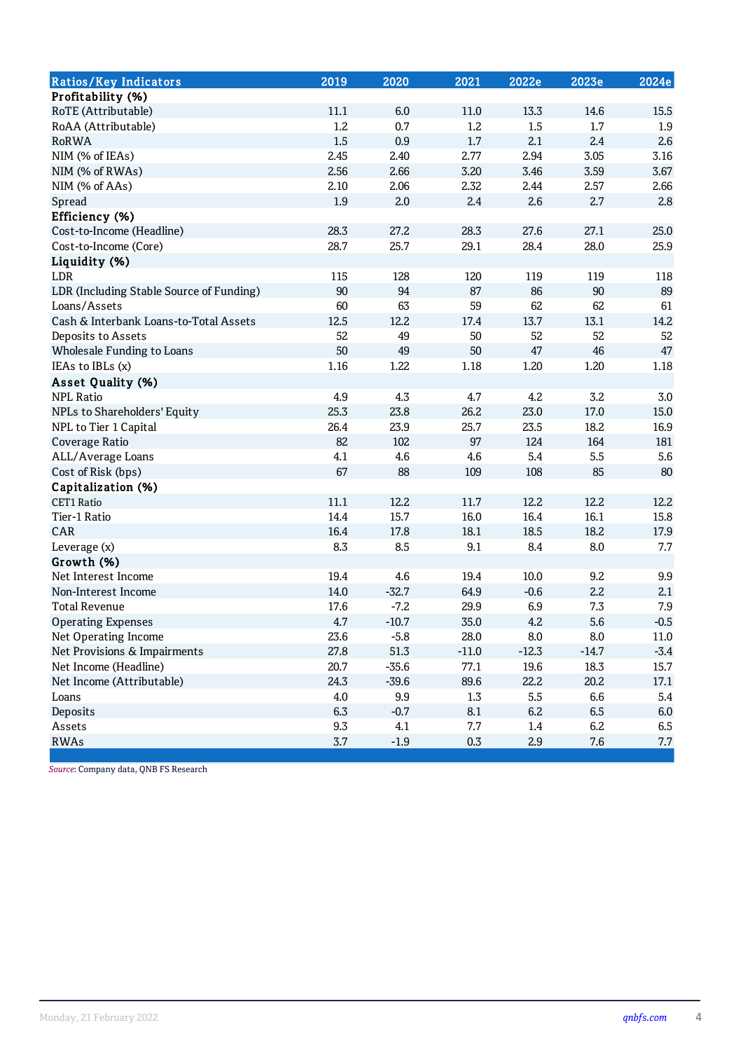| Ratios/Key Indicators | 2019 | 2020 | 2021 | 2022e | 2023e | 2024e |
|---|---|---|---|---|---|---|
| **Profitability (%)** | | | | | | |
| RoTE (Attributable) | 11.1 | 6.0 | 11.0 | 13.3 | 14.6 | 15.5 |
| RoAA (Attributable) | 1.2 | 0.7 | 1.2 | 1.5 | 1.7 | 1.9 |
| RoRWA | 1.5 | 0.9 | 1.7 | 2.1 | 2.4 | 2.6 |
| NIM (% of IEAs) | 2.45 | 2.40 | 2.77 | 2.94 | 3.05 | 3.16 |
| NIM (% of RWAs) | 2.56 | 2.66 | 3.20 | 3.46 | 3.59 | 3.67 |
| NIM (% of AAs) | 2.10 | 2.06 | 2.32 | 2.44 | 2.57 | 2.66 |
| Spread | 1.9 | 2.0 | 2.4 | 2.6 | 2.7 | 2.8 |
| **Efficiency (%)** | | | | | | |
| Cost-to-Income (Headline) | 28.3 | 27.2 | 28.3 | 27.6 | 27.1 | 25.0 |
| Cost-to-Income (Core) | 28.7 | 25.7 | 29.1 | 28.4 | 28.0 | 25.9 |
| **Liquidity (%)** | | | | | | |
| LDR | 115 | 128 | 120 | 119 | 119 | 118 |
| LDR (Including Stable Source of Funding) | 90 | 94 | 87 | 86 | 90 | 89 |
| Loans/Assets | 60 | 63 | 59 | 62 | 62 | 61 |
| Cash & Interbank Loans-to-Total Assets | 12.5 | 12.2 | 17.4 | 13.7 | 13.1 | 14.2 |
| Deposits to Assets | 52 | 49 | 50 | 52 | 52 | 52 |
| Wholesale Funding to Loans | 50 | 49 | 50 | 47 | 46 | 47 |
| IEAs to IBLs (x) | 1.16 | 1.22 | 1.18 | 1.20 | 1.20 | 1.18 |
| **Asset Quality (%)** | | | | | | |
| NPL Ratio | 4.9 | 4.3 | 4.7 | 4.2 | 3.2 | 3.0 |
| NPLs to Shareholders' Equity | 25.3 | 23.8 | 26.2 | 23.0 | 17.0 | 15.0 |
| NPL to Tier 1 Capital | 26.4 | 23.9 | 25.7 | 23.5 | 18.2 | 16.9 |
| Coverage Ratio | 82 | 102 | 97 | 124 | 164 | 181 |
| ALL/Average Loans | 4.1 | 4.6 | 4.6 | 5.4 | 5.5 | 5.6 |
| Cost of Risk (bps) | 67 | 88 | 109 | 108 | 85 | 80 |
| **Capitalization (%)** | | | | | | |
| CET1 Ratio | 11.1 | 12.2 | 11.7 | 12.2 | 12.2 | 12.2 |
| Tier-1 Ratio | 14.4 | 15.7 | 16.0 | 16.4 | 16.1 | 15.8 |
| CAR | 16.4 | 17.8 | 18.1 | 18.5 | 18.2 | 17.9 |
| Leverage (x) | 8.3 | 8.5 | 9.1 | 8.4 | 8.0 | 7.7 |
| **Growth (%)** | | | | | | |
| Net Interest Income | 19.4 | 4.6 | 19.4 | 10.0 | 9.2 | 9.9 |
| Non-Interest Income | 14.0 | -32.7 | 64.9 | -0.6 | 2.2 | 2.1 |
| Total Revenue | 17.6 | -7.2 | 29.9 | 6.9 | 7.3 | 7.9 |
| Operating Expenses | 4.7 | -10.7 | 35.0 | 4.2 | 5.6 | -0.5 |
| Net Operating Income | 23.6 | -5.8 | 28.0 | 8.0 | 8.0 | 11.0 |
| Net Provisions & Impairments | 27.8 | 51.3 | -11.0 | -12.3 | -14.7 | -3.4 |
| Net Income (Headline) | 20.7 | -35.6 | 77.1 | 19.6 | 18.3 | 15.7 |
| Net Income (Attributable) | 24.3 | -39.6 | 89.6 | 22.2 | 20.2 | 17.1 |
| Loans | 4.0 | 9.9 | 1.3 | 5.5 | 6.6 | 5.4 |
| Deposits | 6.3 | -0.7 | 8.1 | 6.2 | 6.5 | 6.0 |
| Assets | 9.3 | 4.1 | 7.7 | 1.4 | 6.2 | 6.5 |
| RWAs | 3.7 | -1.9 | 0.3 | 2.9 | 7.6 | 7.7 |

*Source*: Company data, QNB FS Research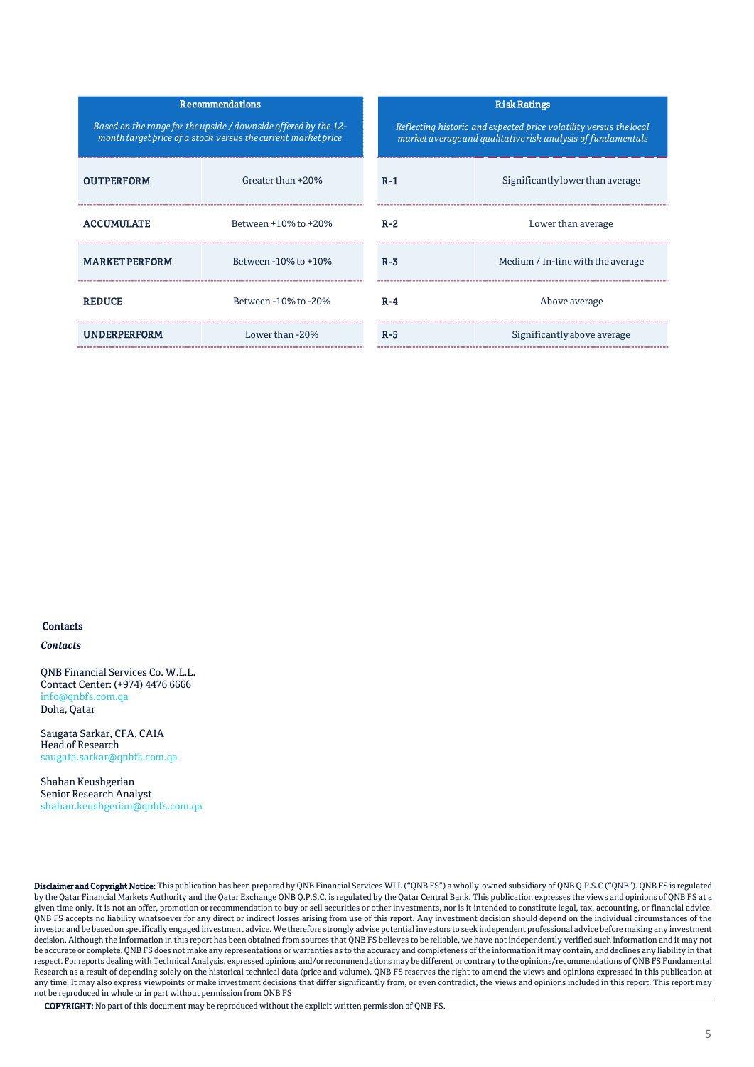| Recommendations | |
| --- | --- |
| *Based on the range for the upside / downside offered by the 12-month target price of a stock versus the current market price* | |
| **OUTPERFORM** | Greater than +20% |
| **ACCUMULATE** | Between +10% to +20% |
| **MARKET PERFORM** | Between -10% to +10% |
| **REDUCE** | Between -10% to -20% |
| **UNDERPERFORM** | Lower than -20% |

| Risk Ratings | |
| --- | --- |
| *Reflecting historic and expected price volatility versus the local market average and qualitative risk analysis of fundamentals* | |
| **R-1** | Significantly lower than average |
| **R-2** | Lower than average |
| **R-3** | Medium / In-line with the average |
| **R-4** | Above average |
| **R-5** | Significantly above average |

**Contacts**

***Contacts***

QNB Financial Services Co. W.L.L.
Contact Center: (+974) 4476 6666
info@qnbfs.com.qa
Doha, Qatar

Saugata Sarkar, CFA, CAIA
Head of Research
saugata.sarkar@qnbfs.com.qa

Shahan Keushgerian
Senior Research Analyst
shahan.keushgerian@qnbfs.com.qa

**Disclaimer and Copyright Notice:** This publication has been prepared by QNB Financial Services WLL ("QNB FS") a wholly-owned subsidiary of QNB Q.P.S.C ("QNB"). QNB FS is regulated by the Qatar Financial Markets Authority and the Qatar Exchange QNB Q.P.S.C. is regulated by the Qatar Central Bank. This publication expresses the views and opinions of QNB FS at a given time only. It is not an offer, promotion or recommendation to buy or sell securities or other investments, nor is it intended to constitute legal, tax, accounting, or financial advice. QNB FS accepts no liability whatsoever for any direct or indirect losses arising from use of this report. Any investment decision should depend on the individual circumstances of the investor and be based on specifically engaged investment advice. We therefore strongly advise potential investors to seek independent professional advice before making any investment decision. Although the information in this report has been obtained from sources that QNB FS believes to be reliable, we have not independently verified such information and it may not be accurate or complete. QNB FS does not make any representations or warranties as to the accuracy and completeness of the information it may contain, and declines any liability in that respect. For reports dealing with Technical Analysis, expressed opinions and/or recommendations may be different or contrary to the opinions/recommendations of QNB FS Fundamental Research as a result of depending solely on the historical technical data (price and volume). QNB FS reserves the right to amend the views and opinions expressed in this publication at any time. It may also express viewpoints or make investment decisions that differ significantly from, or even contradict, the views and opinions included in this report. This report may not be reproduced in whole or in part without permission from QNB FS

**COPYRIGHT:** No part of this document may be reproduced without the explicit written permission of QNB FS.